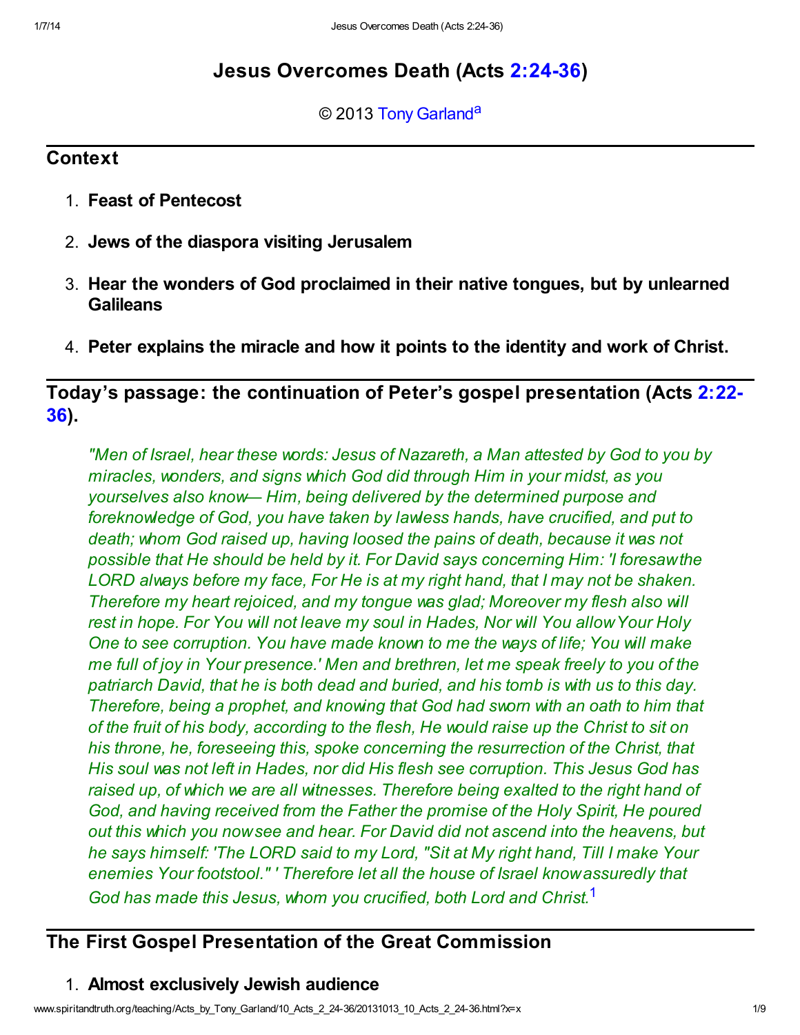# Jesus Overcomes Death (Acts 2:24-36)

© 2013 Tony Garland[a]

## Context

1. **Feast of Pentecost**
2. **Jews of the diaspora visiting Jerusalem**
3. **Hear the wonders of God proclaimed in their native tongues, but by unlearned Galileans**
4. **Peter explains the miracle and how it points to the identity and work of Christ.**

## Today's passage: the continuation of Peter's gospel presentation (Acts 2:22-36).

> *"Men of Israel, hear these words: Jesus of Nazareth, a Man attested by God to you by miracles, wonders, and signs which God did through Him in your midst, as you yourselves also know— Him, being delivered by the determined purpose and foreknowledge of God, you have taken by lawless hands, have crucified, and put to death; whom God raised up, having loosed the pains of death, because it was not possible that He should be held by it. For David says concerning Him: 'I foresaw the LORD always before my face, For He is at my right hand, that I may not be shaken. Therefore my heart rejoiced, and my tongue was glad; Moreover my flesh also will rest in hope. For You will not leave my soul in Hades, Nor will You allow Your Holy One to see corruption. You have made known to me the ways of life; You will make me full of joy in Your presence.' Men and brethren, let me speak freely to you of the patriarch David, that he is both dead and buried, and his tomb is with us to this day. Therefore, being a prophet, and knowing that God had sworn with an oath to him that of the fruit of his body, according to the flesh, He would raise up the Christ to sit on his throne, he, foreseeing this, spoke concerning the resurrection of the Christ, that His soul was not left in Hades, nor did His flesh see corruption. This Jesus God has raised up, of which we are all witnesses. Therefore being exalted to the right hand of God, and having received from the Father the promise of the Holy Spirit, He poured out this which you now see and hear. For David did not ascend into the heavens, but he says himself: 'The LORD said to my Lord, "Sit at My right hand, Till I make Your enemies Your footstool."' Therefore let all the house of Israel know assuredly that God has made this Jesus, whom you crucified, both Lord and Christ.*[1]

## The First Gospel Presentation of the Great Commission

1. **Almost exclusively Jewish audience**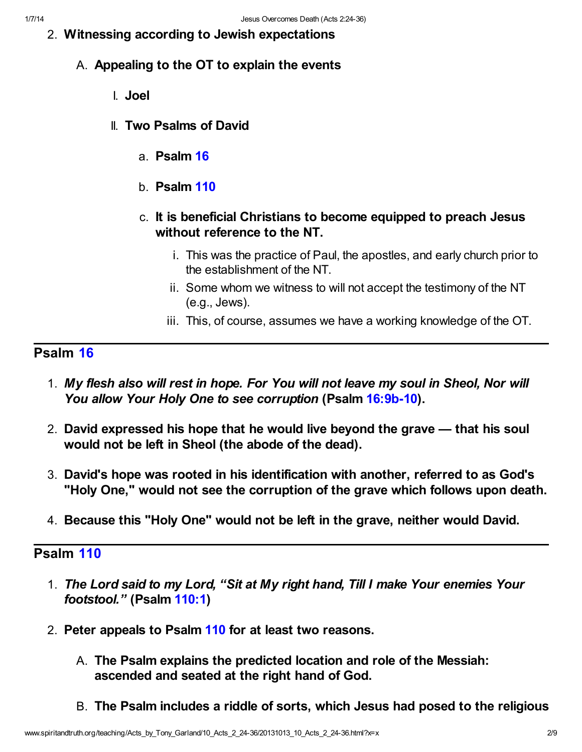2. **Witnessing according to Jewish expectations**

    A. **Appealing to the OT to explain the events**

        I. **Joel**

        II. **Two Psalms of David**

            a. **Psalm 16**

            b. **Psalm 110**

            c. **It is beneficial Christians to become equipped to preach Jesus without reference to the NT.**

                i. This was the practice of Paul, the apostles, and early church prior to the establishment of the NT.

                ii. Some whom we witness to will not accept the testimony of the NT (e.g., Jews).

                iii. This, of course, assumes we have a working knowledge of the OT.

---

## Psalm 16

1. ***My flesh also will rest in hope. For You will not leave my soul in Sheol, Nor will You allow Your Holy One to see corruption*** **(Psalm 16:9b-10).**

2. **David expressed his hope that he would live beyond the grave — that his soul would not be left in Sheol (the abode of the dead).**

3. **David's hope was rooted in his identification with another, referred to as God's "Holy One," would not see the corruption of the grave which follows upon death.**

4. **Because this "Holy One" would not be left in the grave, neither would David.**

---

## Psalm 110

1. ***The Lord said to my Lord, "Sit at My right hand, Till I make Your enemies Your footstool."*** **(Psalm 110:1)**

2. **Peter appeals to Psalm 110 for at least two reasons.**

    A. **The Psalm explains the predicted location and role of the Messiah: ascended and seated at the right hand of God.**

    B. **The Psalm includes a riddle of sorts, which Jesus had posed to the religious**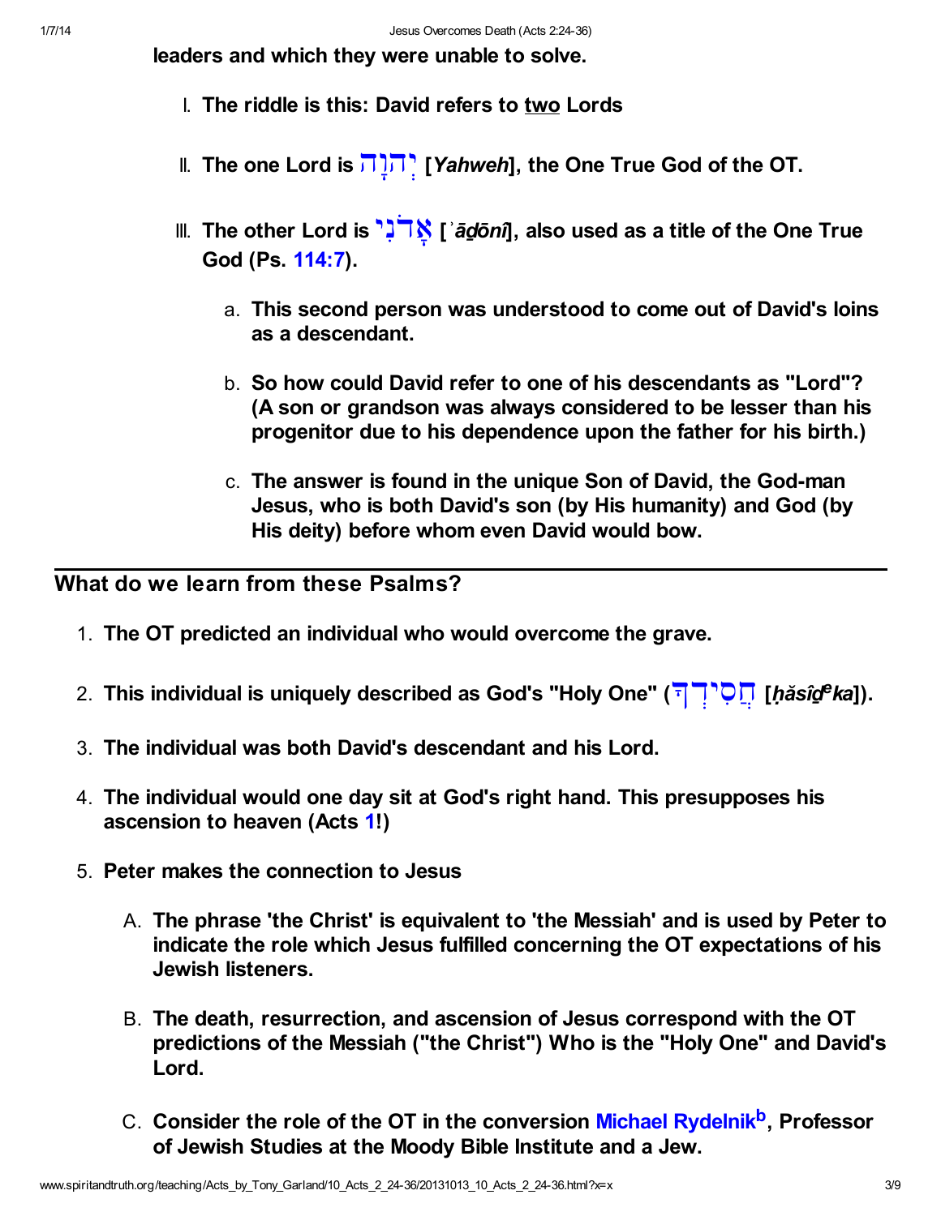**leaders and which they were unable to solve.**

I. **The riddle is this: David refers to <u>two</u> Lords**

II. **The one Lord is יְהוָה [*Yahweh*], the One True God of the OT.**

III. **The other Lord is אֲדֹנִי [*ʾăḏōnî*], also used as a title of the One True God (Ps. 114:7).**

   a. **This second person was understood to come out of David's loins as a descendant.**

   b. **So how could David refer to one of his descendants as "Lord"? (A son or grandson was always considered to be lesser than his progenitor due to his dependence upon the father for his birth.)**

   c. **The answer is found in the unique Son of David, the God-man Jesus, who is both David's son (by His humanity) and God (by His deity) before whom even David would bow.**

---

## What do we learn from these Psalms?

1. **The OT predicted an individual who would overcome the grave.**
2. **This individual is uniquely described as God's "Holy One" (חֲסִידְךָ [*ḥăsîḏᵉka*]).**
3. **The individual was both David's descendant and his Lord.**
4. **The individual would one day sit at God's right hand. This presupposes his ascension to heaven (Acts 1!)**
5. **Peter makes the connection to Jesus**

   A. **The phrase 'the Christ' is equivalent to 'the Messiah' and is used by Peter to indicate the role which Jesus fulfilled concerning the OT expectations of his Jewish listeners.**

   B. **The death, resurrection, and ascension of Jesus correspond with the OT predictions of the Messiah ("the Christ") Who is the "Holy One" and David's Lord.**

   C. **Consider the role of the OT in the conversion Michael Rydelnik[b], Professor of Jewish Studies at the Moody Bible Institute and a Jew.**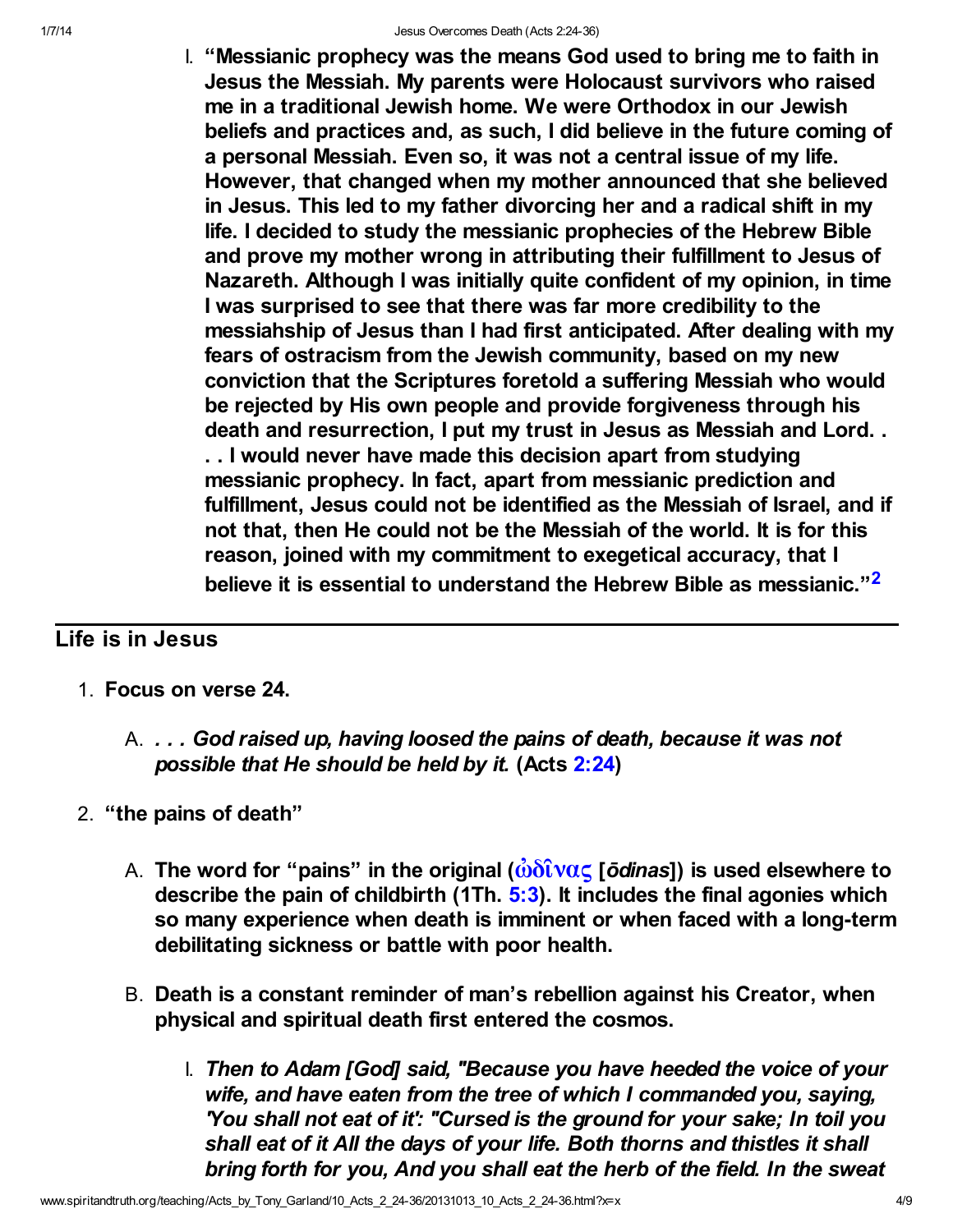I. **"Messianic prophecy was the means God used to bring me to faith in Jesus the Messiah. My parents were Holocaust survivors who raised me in a traditional Jewish home. We were Orthodox in our Jewish beliefs and practices and, as such, I did believe in the future coming of a personal Messiah. Even so, it was not a central issue of my life. However, that changed when my mother announced that she believed in Jesus. This led to my father divorcing her and a radical shift in my life. I decided to study the messianic prophecies of the Hebrew Bible and prove my mother wrong in attributing their fulfillment to Jesus of Nazareth. Although I was initially quite confident of my opinion, in time I was surprised to see that there was far more credibility to the messiahship of Jesus than I had first anticipated. After dealing with my fears of ostracism from the Jewish community, based on my new conviction that the Scriptures foretold a suffering Messiah who would be rejected by His own people and provide forgiveness through his death and resurrection, I put my trust in Jesus as Messiah and Lord. . . . I would never have made this decision apart from studying messianic prophecy. In fact, apart from messianic prediction and fulfillment, Jesus could not be identified as the Messiah of Israel, and if not that, then He could not be the Messiah of the world. It is for this reason, joined with my commitment to exegetical accuracy, that I believe it is essential to understand the Hebrew Bible as messianic."**[2]

## Life is in Jesus

1. **Focus on verse 24.**
   A. ***. . . God raised up, having loosed the pains of death, because it was not possible that He should be held by it.*** **(Acts 2:24)**
2. **"the pains of death"**
   A. **The word for "pains" in the original (ὠδῖνας [*ōdinas*]) is used elsewhere to describe the pain of childbirth (1Th. 5:3). It includes the final agonies which so many experience when death is imminent or when faced with a long-term debilitating sickness or battle with poor health.**
   B. **Death is a constant reminder of man's rebellion against his Creator, when physical and spiritual death first entered the cosmos.**
      I. ***Then to Adam [God] said, "Because you have heeded the voice of your wife, and have eaten from the tree of which I commanded you, saying, 'You shall not eat of it': "Cursed is the ground for your sake; In toil you shall eat of it All the days of your life. Both thorns and thistles it shall bring forth for you, And you shall eat the herb of the field. In the sweat***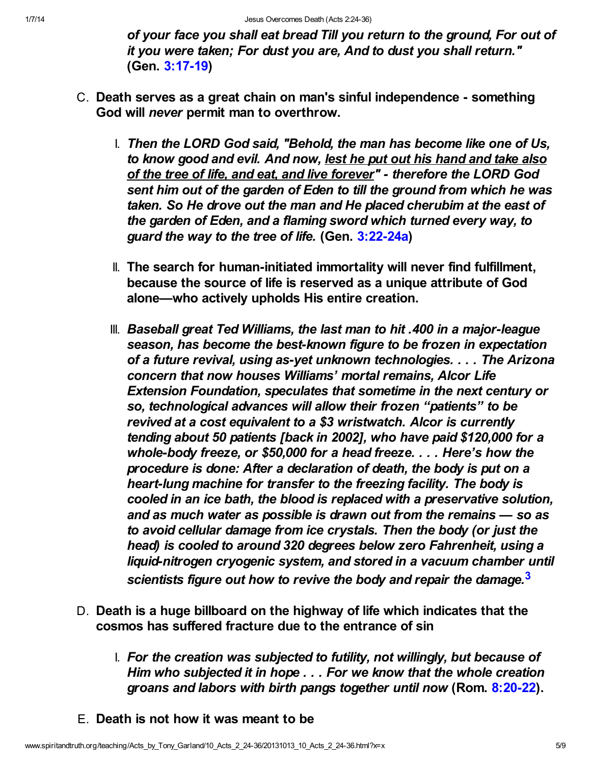***of your face you shall eat bread Till you return to the ground, For out of it you were taken; For dust you are, And to dust you shall return."*** **(Gen. 3:17-19)**

C. **Death serves as a great chain on man's sinful independence - something God will *never* permit man to overthrow.**

   I. ***Then the LORD God said, "Behold, the man has become like one of Us, to know good and evil. And now, <u>lest he put out his hand and take also of the tree of life, and eat, and live forever</u>" - therefore the LORD God sent him out of the garden of Eden to till the ground from which he was taken. So He drove out the man and He placed cherubim at the east of the garden of Eden, and a flaming sword which turned every way, to guard the way to the tree of life.*** **(Gen. 3:22-24a)**

   II. **The search for human-initiated immortality will never find fulfillment, because the source of life is reserved as a unique attribute of God alone—who actively upholds His entire creation.**

   III. ***Baseball great Ted Williams, the last man to hit .400 in a major-league season, has become the best-known figure to be frozen in expectation of a future revival, using as-yet unknown technologies. . . . The Arizona concern that now houses Williams' mortal remains, Alcor Life Extension Foundation, speculates that sometime in the next century or so, technological advances will allow their frozen "patients" to be revived at a cost equivalent to a $3 wristwatch. Alcor is currently tending about 50 patients [back in 2002], who have paid $120,000 for a whole-body freeze, or $50,000 for a head freeze. . . . Here's how the procedure is done: After a declaration of death, the body is put on a heart-lung machine for transfer to the freezing facility. The body is cooled in an ice bath, the blood is replaced with a preservative solution, and as much water as possible is drawn out from the remains — so as to avoid cellular damage from ice crystals. Then the body (or just the head) is cooled to around 320 degrees below zero Fahrenheit, using a liquid-nitrogen cryogenic system, and stored in a vacuum chamber until scientists figure out how to revive the body and repair the damage.***[3]

D. **Death is a huge billboard on the highway of life which indicates that the cosmos has suffered fracture due to the entrance of sin**

   I. ***For the creation was subjected to futility, not willingly, but because of Him who subjected it in hope . . . For we know that the whole creation groans and labors with birth pangs together until now*** **(Rom. 8:20-22).**

E. **Death is not how it was meant to be**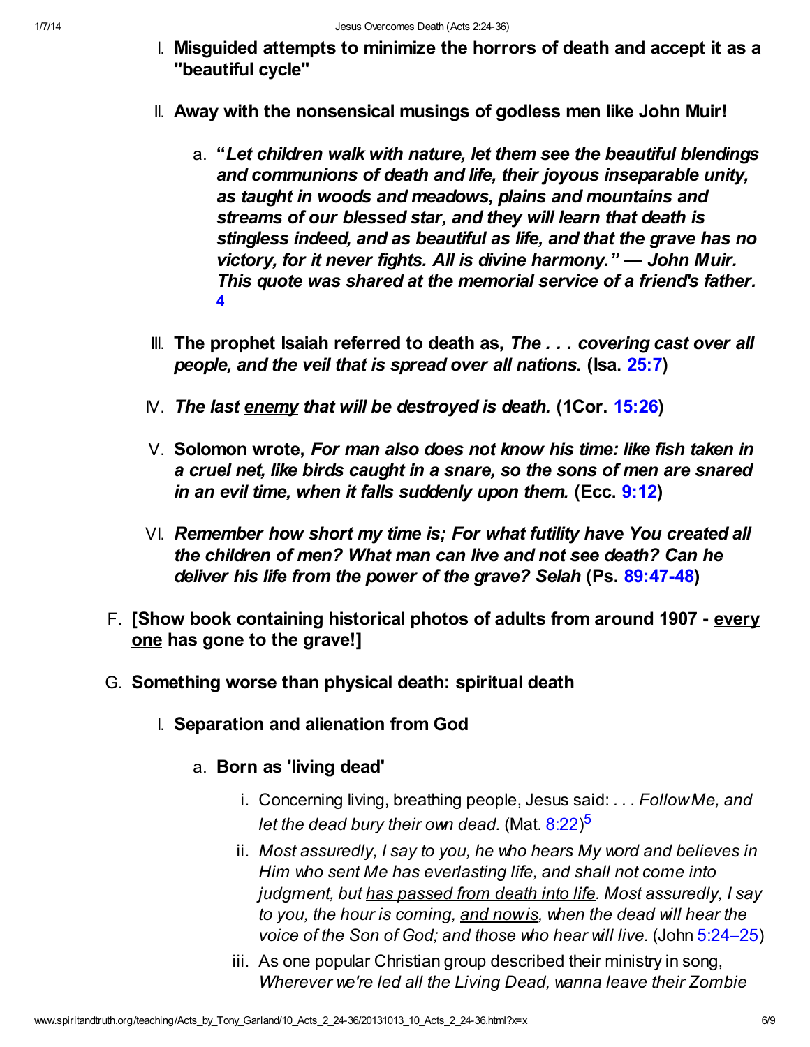I. **Misguided attempts to minimize the horrors of death and accept it as a "beautiful cycle"**

II. **Away with the nonsensical musings of godless men like John Muir!**

   a. **"*Let children walk with nature, let them see the beautiful blendings and communions of death and life, their joyous inseparable unity, as taught in woods and meadows, plains and mountains and streams of our blessed star, and they will learn that death is stingless indeed, and as beautiful as life, and that the grave has no victory, for it never fights. All is divine harmony." — John Muir. This quote was shared at the memorial service of a friend's father.* [4]**

III. **The prophet Isaiah referred to death as, *The . . . covering cast over all people, and the veil that is spread over all nations.* (Isa. 25:7)**

IV. ***The last <u>enemy</u> that will be destroyed is death.* (1Cor. 15:26)**

V. **Solomon wrote, *For man also does not know his time: like fish taken in a cruel net, like birds caught in a snare, so the sons of men are snared in an evil time, when it falls suddenly upon them.* (Ecc. 9:12)**

VI. ***Remember how short my time is; For what futility have You created all the children of men? What man can live and not see death? Can he deliver his life from the power of the grave? Selah* (Ps. 89:47-48)**

F. **[Show book containing historical photos of adults from around 1907 - <u>every one</u> has gone to the grave!]**

G. **Something worse than physical death: spiritual death**

   I. **Separation and alienation from God**

      a. **Born as 'living dead'**

         i. Concerning living, breathing people, Jesus said: *. . . Follow Me, and let the dead bury their own dead.* (Mat. 8:22)[5]

         ii. *Most assuredly, I say to you, he who hears My word and believes in Him who sent Me has everlasting life, and shall not come into judgment, but <u>has passed from death into life</u>. Most assuredly, I say to you, the hour is coming, <u>and now is</u>, when the dead will hear the voice of the Son of God; and those who hear will live.* (John 5:24–25)

         iii. As one popular Christian group described their ministry in song, *Wherever we're led all the Living Dead, wanna leave their Zombie*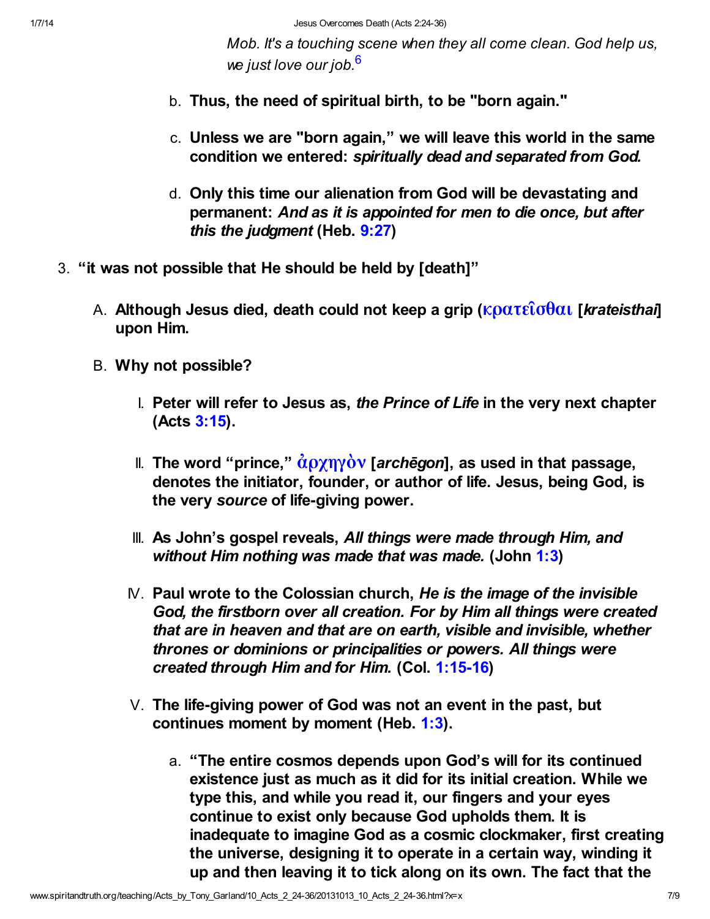*Mob. It's a touching scene when they all come clean. God help us, we just love our job.*[6]

b. **Thus, the need of spiritual birth, to be "born again."**

c. **Unless we are "born again," we will leave this world in the same condition we entered: *spiritually dead and separated from God.***

d. **Only this time our alienation from God will be devastating and permanent: *And as it is appointed for men to die once, but after this the judgment* (Heb. 9:27)**

3. **"it was not possible that He should be held by [death]"**

   A. **Although Jesus died, death could not keep a grip (κρατεῖσθαι [*krateisthai*] upon Him.**

   B. **Why not possible?**

      I. **Peter will refer to Jesus as, *the Prince of Life* in the very next chapter (Acts 3:15).**

      II. **The word "prince," ἀρχηγὸν [*archēgon*], as used in that passage, denotes the initiator, founder, or author of life. Jesus, being God, is the very *source* of life-giving power.**

      III. **As John's gospel reveals, *All things were made through Him, and without Him nothing was made that was made.* (John 1:3)**

      IV. **Paul wrote to the Colossian church, *He is the image of the invisible God, the firstborn over all creation. For by Him all things were created that are in heaven and that are on earth, visible and invisible, whether thrones or dominions or principalities or powers. All things were created through Him and for Him.* (Col. 1:15-16)**

      V. **The life-giving power of God was not an event in the past, but continues moment by moment (Heb. 1:3).**

         a. **"The entire cosmos depends upon God's will for its continued existence just as much as it did for its initial creation. While we type this, and while you read it, our fingers and your eyes continue to exist only because God upholds them. It is inadequate to imagine God as a cosmic clockmaker, first creating the universe, designing it to operate in a certain way, winding it up and then leaving it to tick along on its own. The fact that the**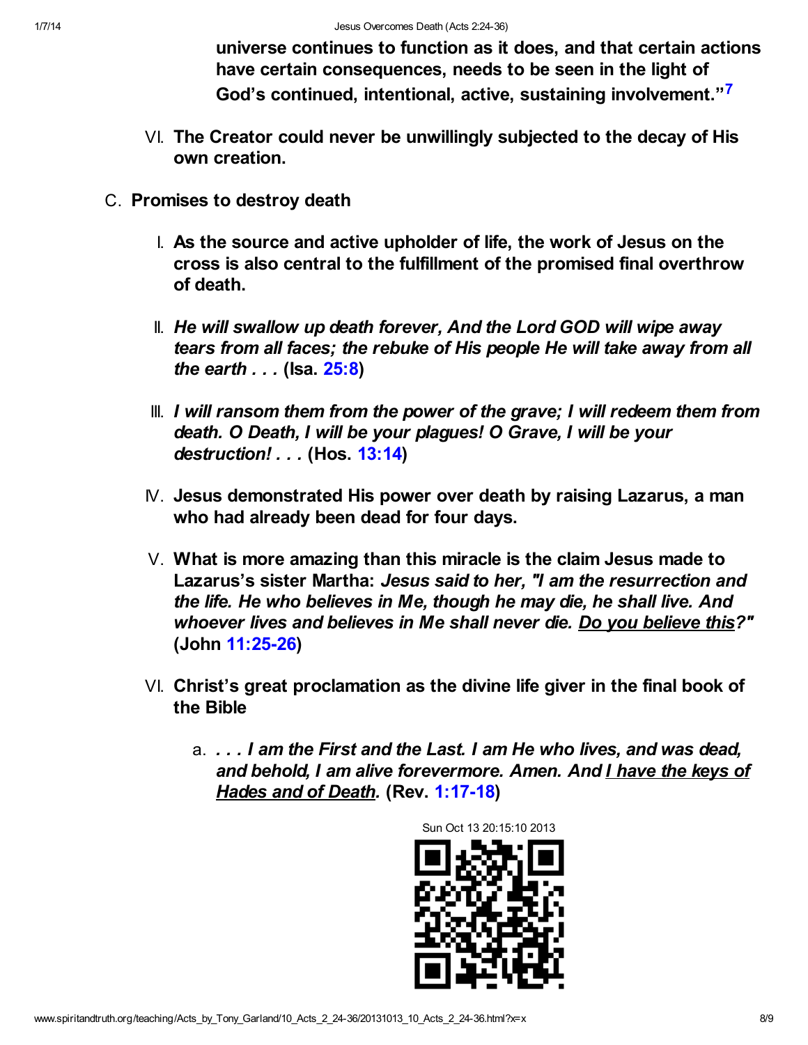**universe continues to function as it does, and that certain actions have certain consequences, needs to be seen in the light of God's continued, intentional, active, sustaining involvement."**[7]

VI. **The Creator could never be unwillingly subjected to the decay of His own creation.**

C. **Promises to destroy death**

I. **As the source and active upholder of life, the work of Jesus on the cross is also central to the fulfillment of the promised final overthrow of death.**

II. ***He will swallow up death forever, And the Lord GOD will wipe away tears from all faces; the rebuke of His people He will take away from all the earth . . .* (Isa. 25:8)**

III. ***I will ransom them from the power of the grave; I will redeem them from death. O Death, I will be your plagues! O Grave, I will be your destruction! . . .* (Hos. 13:14)**

IV. **Jesus demonstrated His power over death by raising Lazarus, a man who had already been dead for four days.**

V. **What is more amazing than this miracle is the claim Jesus made to Lazarus's sister Martha: *Jesus said to her, "I am the resurrection and the life. He who believes in Me, though he may die, he shall live. And whoever lives and believes in Me shall never die. <u>Do you believe this</u>?"* (John 11:25-26)**

VI. **Christ's great proclamation as the divine life giver in the final book of the Bible**

a. ***. . . I am the First and the Last. I am He who lives, and was dead, and behold, I am alive forevermore. Amen. And <u>I have the keys of Hades and of Death</u>.* (Rev. 1:17-18)**

Sun Oct 13 20:15:10 2013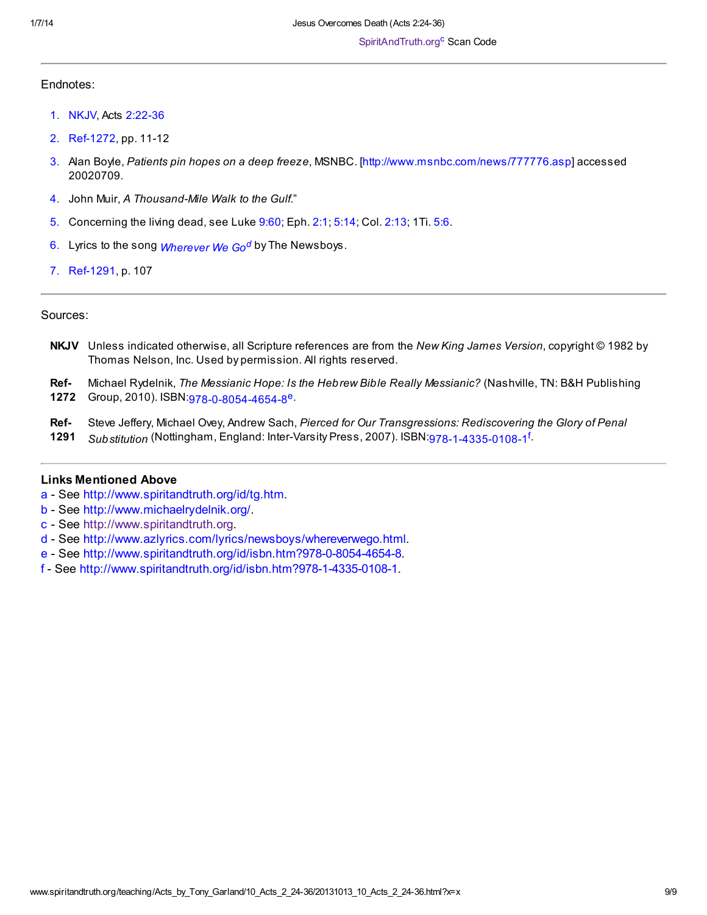Endnotes:

1. NKJV, Acts 2:22-36
2. Ref-1272, pp. 11-12
3. Alan Boyle, *Patients pin hopes on a deep freeze*, MSNBC. [http://www.msnbc.com/news/777776.asp] accessed 20020709.
4. John Muir, *A Thousand-Mile Walk to the Gulf*."
5. Concerning the living dead, see Luke 9:60; Eph. 2:1; 5:14; Col. 2:13; 1Ti. 5:6.
6. Lyrics to the song *Wherever We Go*[d] by The Newsboys.
7. Ref-1291, p. 107

---

Sources:

**NKJV** Unless indicated otherwise, all Scripture references are from the *New King James Version*, copyright © 1982 by Thomas Nelson, Inc. Used by permission. All rights reserved.

**Ref-1272** Michael Rydelnik, *The Messianic Hope: Is the Hebrew Bible Really Messianic?* (Nashville, TN: B&H Publishing Group, 2010). ISBN:978-0-8054-4654-8[e].

**Ref-1291** Steve Jeffery, Michael Ovey, Andrew Sach, *Pierced for Our Transgressions: Rediscovering the Glory of Penal Substitution* (Nottingham, England: Inter-Varsity Press, 2007). ISBN:978-1-4335-0108-1[f].

---

**Links Mentioned Above**

a - See http://www.spiritandtruth.org/id/tg.htm.
b - See http://www.michaelrydelnik.org/.
c - See http://www.spiritandtruth.org.
d - See http://www.azlyrics.com/lyrics/newsboys/whereverwego.html.
e - See http://www.spiritandtruth.org/id/isbn.htm?978-0-8054-4654-8.
f - See http://www.spiritandtruth.org/id/isbn.htm?978-1-4335-0108-1.